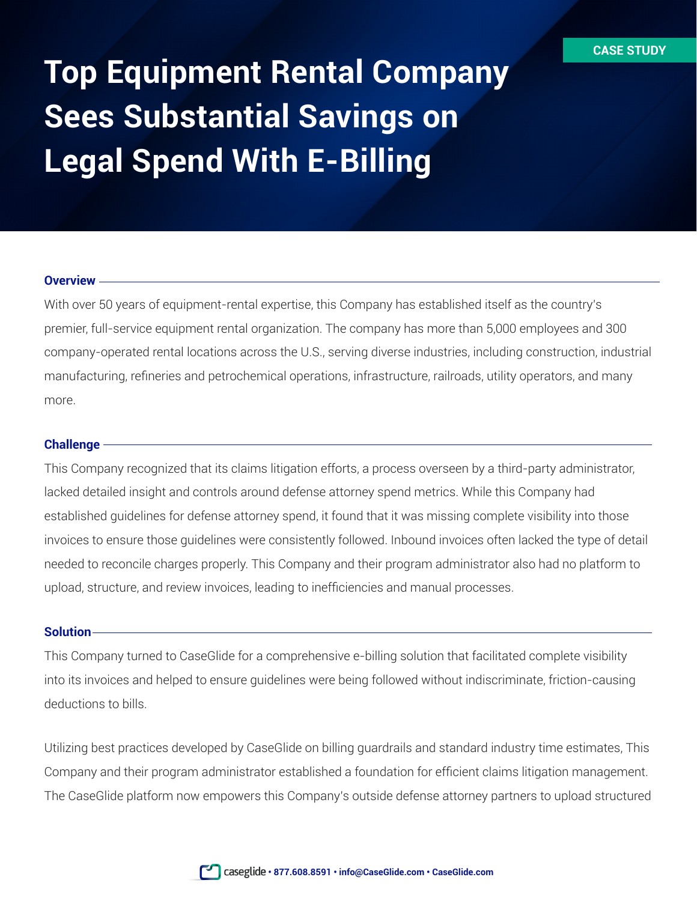CASE STUDY

# Top Equipment Rental Company Sees Substantial Savings on Legal Spend With E-Billing

## Overview

With over 50 years of equipment-rental expertise, this Company has established itself as the country's premier, full-service equipment rental organization. The company has more than 5,000 employees and 300 company-operated rental locations across the U.S., serving diverse industries, including construction, industrial manufacturing, refineries and petrochemical operations, infrastructure, railroads, utility operators, and many more.

## Challenge

This Company recognized that its claims litigation efforts, a process overseen by a third-party administrator, lacked detailed insight and controls around defense attorney spend metrics. While this Company had established guidelines for defense attorney spend, it found that it was missing complete visibility into those invoices to ensure those guidelines were consistently followed. Inbound invoices often lacked the type of detail needed to reconcile charges properly. This Company and their program administrator also had no platform to upload, structure, and review invoices, leading to inefficiencies and manual processes.

## Solution

This Company turned to CaseGlide for a comprehensive e-billing solution that facilitated complete visibility into its invoices and helped to ensure guidelines were being followed without indiscriminate, friction-causing deductions to bills.

Utilizing best practices developed by CaseGlide on billing guardrails and standard industry time estimates, This Company and their program administrator established a foundation for efficient claims litigation management. The CaseGlide platform now empowers this Company's outside defense attorney partners to upload structured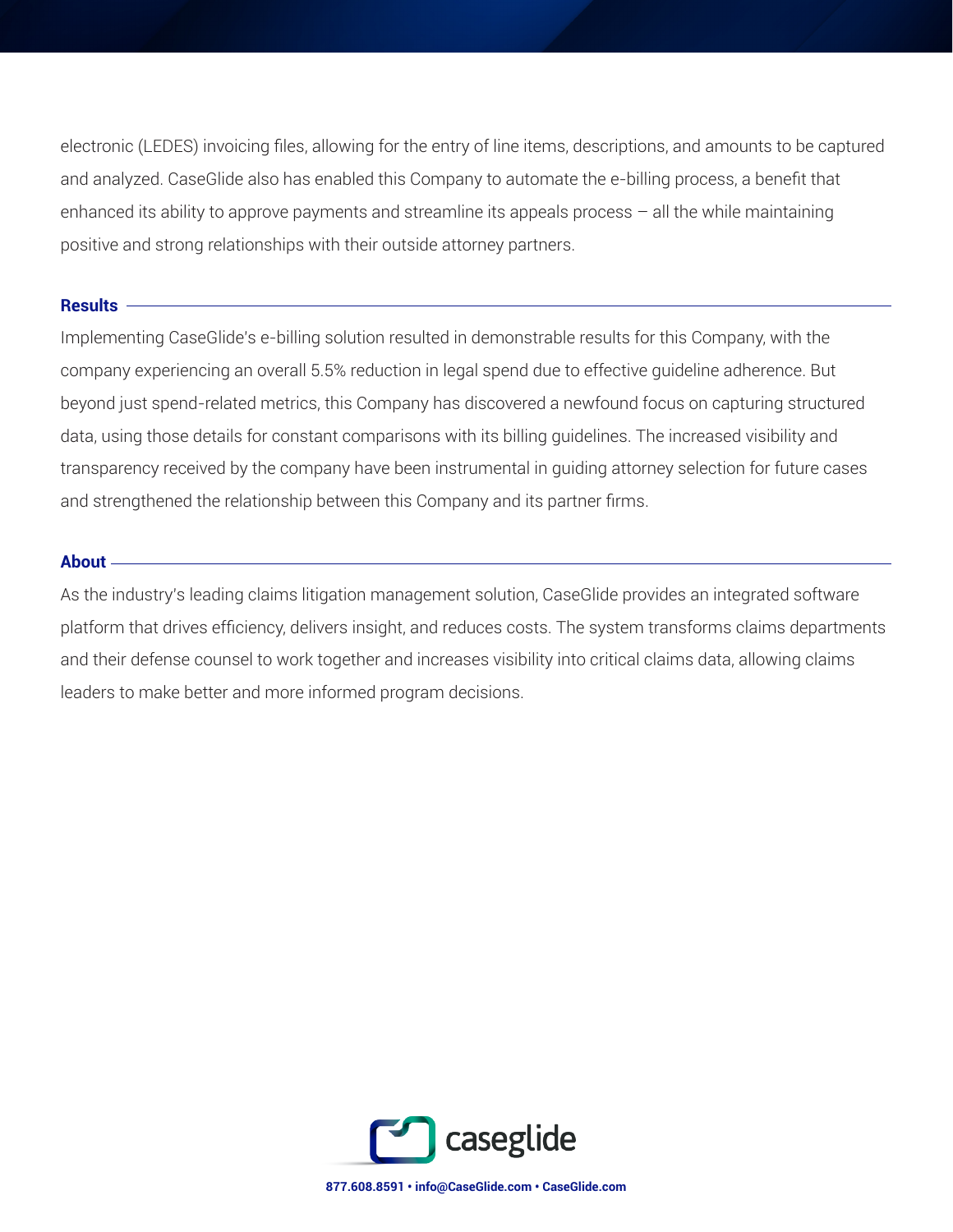electronic (LEDES) invoicing files, allowing for the entry of line items, descriptions, and amounts to be captured and analyzed. CaseGlide also has enabled this Company to automate the e-billing process, a benefit that enhanced its ability to approve payments and streamline its appeals process — all the while maintaining positive and strong relationships with their outside attorney partners.

## Results

Implementing CaseGlide's e-billing solution resulted in demonstrable results for this Company, with the company experiencing an overall 5.5% reduction in legal spend due to effective guideline adherence. But beyond just spend-related metrics, this Company has discovered a newfound focus on capturing structured data, using those details for constant comparisons with its billing guidelines. The increased visibility and transparency received by the company have been instrumental in guiding attorney selection for future cases and strengthened the relationship between this Company and its partner firms.

## About

As the industry's leading claims litigation management solution, CaseGlide provides an integrated software platform that drives efficiency, delivers insight, and reduces costs. The system transforms claims departments and their defense counsel to work together and increases visibility into critical claims data, allowing claims leaders to make better and more informed program decisions.

caseglide

**877.608.8591 • info@CaseGlide.com • CaseGlide.com**